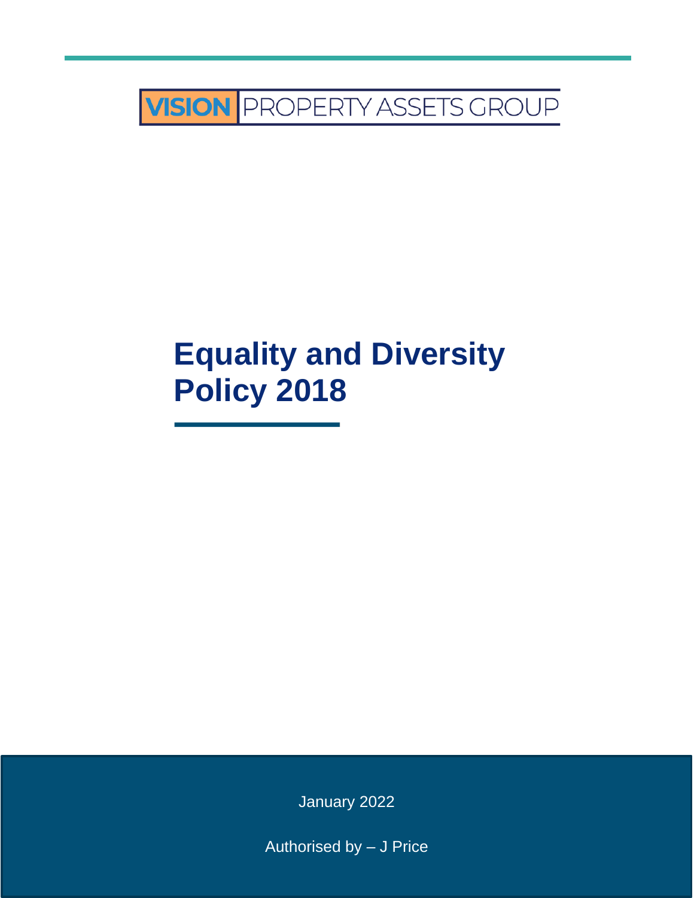VISION PROPERTY ASSETS GROUP

# Equality and Diversity Policy 2018

January 2022

Authorised by – J Price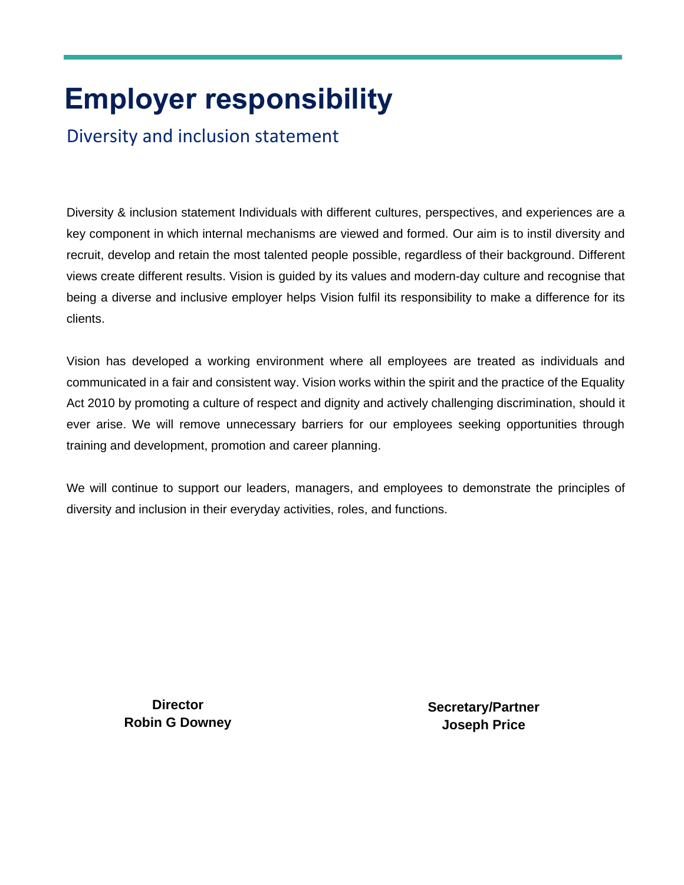# Employer responsibility

## Diversity and inclusion statement

Diversity & inclusion statement Individuals with different cultures, perspectives, and experiences are a key component in which internal mechanisms are viewed and formed. Our aim is to instil diversity and recruit, develop and retain the most talented people possible, regardless of their background. Different views create different results. Vision is guided by its values and modern-day culture and recognise that being a diverse and inclusive employer helps Vision fulfil its responsibility to make a difference for its clients.

Vision has developed a working environment where all employees are treated as individuals and communicated in a fair and consistent way. Vision works within the spirit and the practice of the Equality Act 2010 by promoting a culture of respect and dignity and actively challenging discrimination, should it ever arise. We will remove unnecessary barriers for our employees seeking opportunities through training and development, promotion and career planning.

We will continue to support our leaders, managers, and employees to demonstrate the principles of diversity and inclusion in their everyday activities, roles, and functions.

**Director**
**Robin G Downey**

**Secretary/Partner**
**Joseph Price**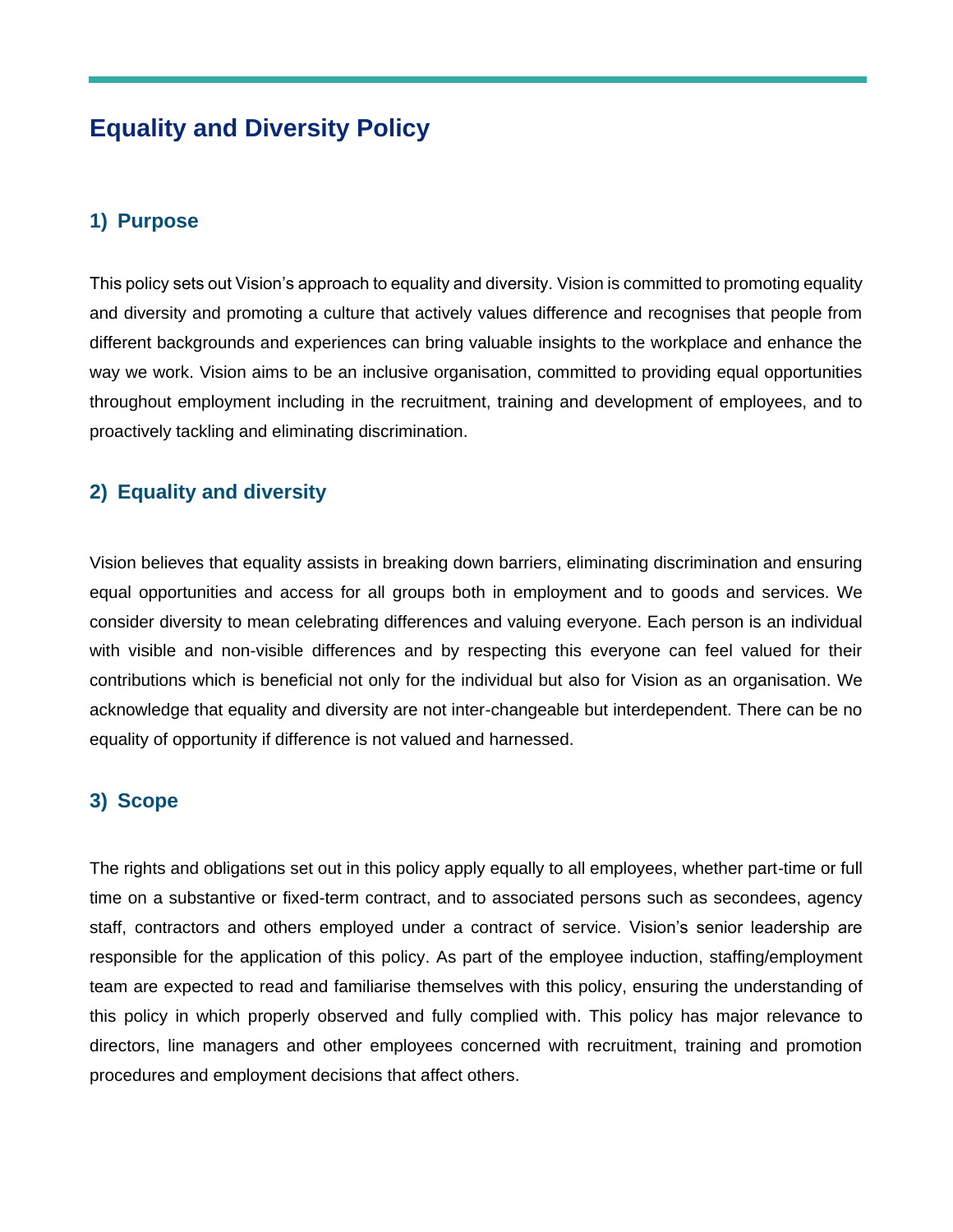# Equality and Diversity Policy

## 1) Purpose

This policy sets out Vision's approach to equality and diversity. Vision is committed to promoting equality and diversity and promoting a culture that actively values difference and recognises that people from different backgrounds and experiences can bring valuable insights to the workplace and enhance the way we work. Vision aims to be an inclusive organisation, committed to providing equal opportunities throughout employment including in the recruitment, training and development of employees, and to proactively tackling and eliminating discrimination.

## 2) Equality and diversity

Vision believes that equality assists in breaking down barriers, eliminating discrimination and ensuring equal opportunities and access for all groups both in employment and to goods and services. We consider diversity to mean celebrating differences and valuing everyone. Each person is an individual with visible and non-visible differences and by respecting this everyone can feel valued for their contributions which is beneficial not only for the individual but also for Vision as an organisation. We acknowledge that equality and diversity are not inter-changeable but interdependent. There can be no equality of opportunity if difference is not valued and harnessed.

## 3) Scope

The rights and obligations set out in this policy apply equally to all employees, whether part-time or full time on a substantive or fixed-term contract, and to associated persons such as secondees, agency staff, contractors and others employed under a contract of service. Vision's senior leadership are responsible for the application of this policy. As part of the employee induction, staffing/employment team are expected to read and familiarise themselves with this policy, ensuring the understanding of this policy in which properly observed and fully complied with. This policy has major relevance to directors, line managers and other employees concerned with recruitment, training and promotion procedures and employment decisions that affect others.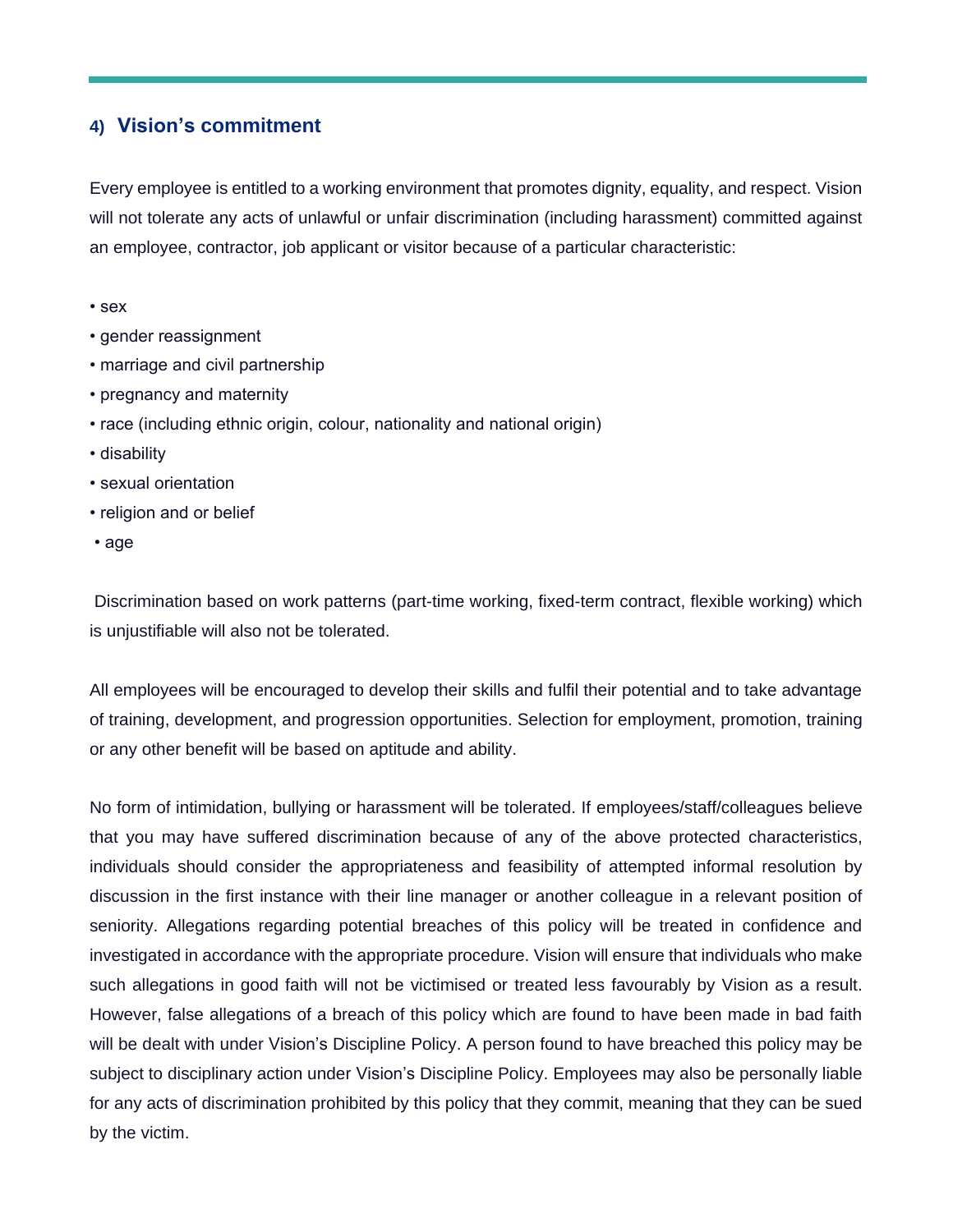## 4) Vision's commitment

Every employee is entitled to a working environment that promotes dignity, equality, and respect. Vision will not tolerate any acts of unlawful or unfair discrimination (including harassment) committed against an employee, contractor, job applicant or visitor because of a particular characteristic:

- sex
- gender reassignment
- marriage and civil partnership
- pregnancy and maternity
- race (including ethnic origin, colour, nationality and national origin)
- disability
- sexual orientation
- religion and or belief
- age

Discrimination based on work patterns (part-time working, fixed-term contract, flexible working) which is unjustifiable will also not be tolerated.

All employees will be encouraged to develop their skills and fulfil their potential and to take advantage of training, development, and progression opportunities. Selection for employment, promotion, training or any other benefit will be based on aptitude and ability.

No form of intimidation, bullying or harassment will be tolerated. If employees/staff/colleagues believe that you may have suffered discrimination because of any of the above protected characteristics, individuals should consider the appropriateness and feasibility of attempted informal resolution by discussion in the first instance with their line manager or another colleague in a relevant position of seniority. Allegations regarding potential breaches of this policy will be treated in confidence and investigated in accordance with the appropriate procedure. Vision will ensure that individuals who make such allegations in good faith will not be victimised or treated less favourably by Vision as a result. However, false allegations of a breach of this policy which are found to have been made in bad faith will be dealt with under Vision's Discipline Policy. A person found to have breached this policy may be subject to disciplinary action under Vision's Discipline Policy. Employees may also be personally liable for any acts of discrimination prohibited by this policy that they commit, meaning that they can be sued by the victim.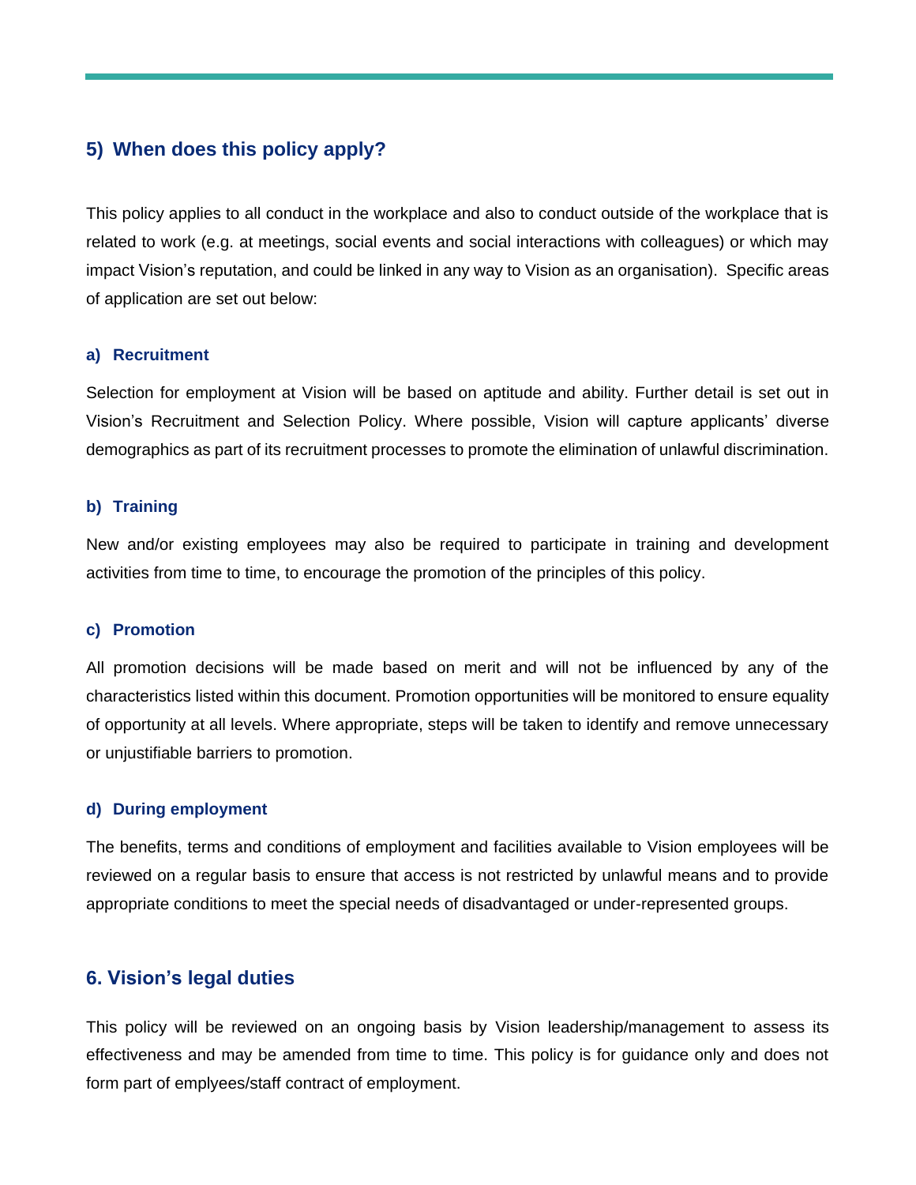## 5) When does this policy apply?

This policy applies to all conduct in the workplace and also to conduct outside of the workplace that is related to work (e.g. at meetings, social events and social interactions with colleagues) or which may impact Vision's reputation, and could be linked in any way to Vision as an organisation). Specific areas of application are set out below:

### a) Recruitment

Selection for employment at Vision will be based on aptitude and ability. Further detail is set out in Vision's Recruitment and Selection Policy. Where possible, Vision will capture applicants' diverse demographics as part of its recruitment processes to promote the elimination of unlawful discrimination.

### b) Training

New and/or existing employees may also be required to participate in training and development activities from time to time, to encourage the promotion of the principles of this policy.

### c) Promotion

All promotion decisions will be made based on merit and will not be influenced by any of the characteristics listed within this document. Promotion opportunities will be monitored to ensure equality of opportunity at all levels. Where appropriate, steps will be taken to identify and remove unnecessary or unjustifiable barriers to promotion.

### d) During employment

The benefits, terms and conditions of employment and facilities available to Vision employees will be reviewed on a regular basis to ensure that access is not restricted by unlawful means and to provide appropriate conditions to meet the special needs of disadvantaged or under-represented groups.

## 6. Vision's legal duties

This policy will be reviewed on an ongoing basis by Vision leadership/management to assess its effectiveness and may be amended from time to time. This policy is for guidance only and does not form part of emplyees/staff contract of employment.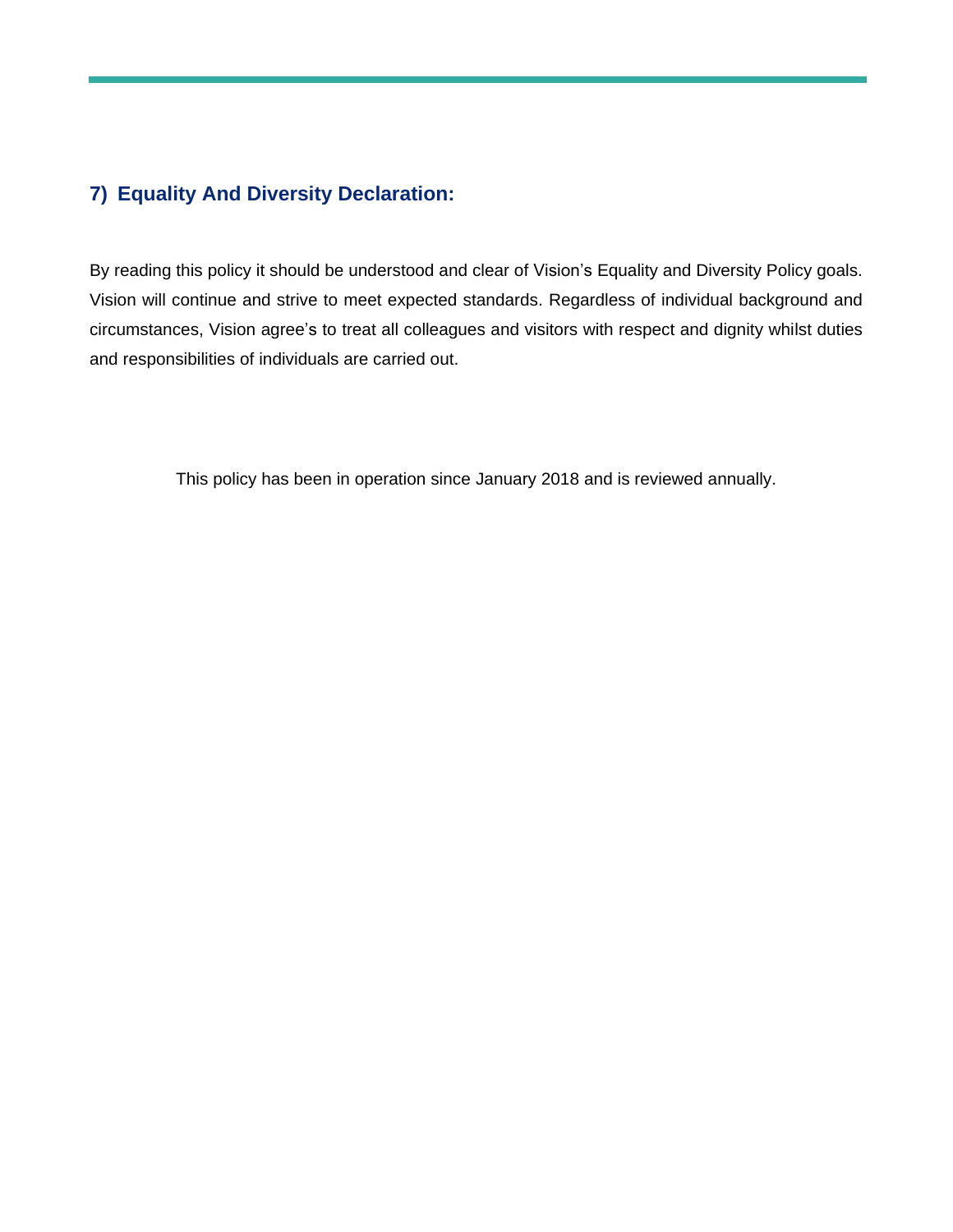## 7) Equality And Diversity Declaration:

By reading this policy it should be understood and clear of Vision's Equality and Diversity Policy goals. Vision will continue and strive to meet expected standards. Regardless of individual background and circumstances, Vision agree's to treat all colleagues and visitors with respect and dignity whilst duties and responsibilities of individuals are carried out.

This policy has been in operation since January 2018 and is reviewed annually.